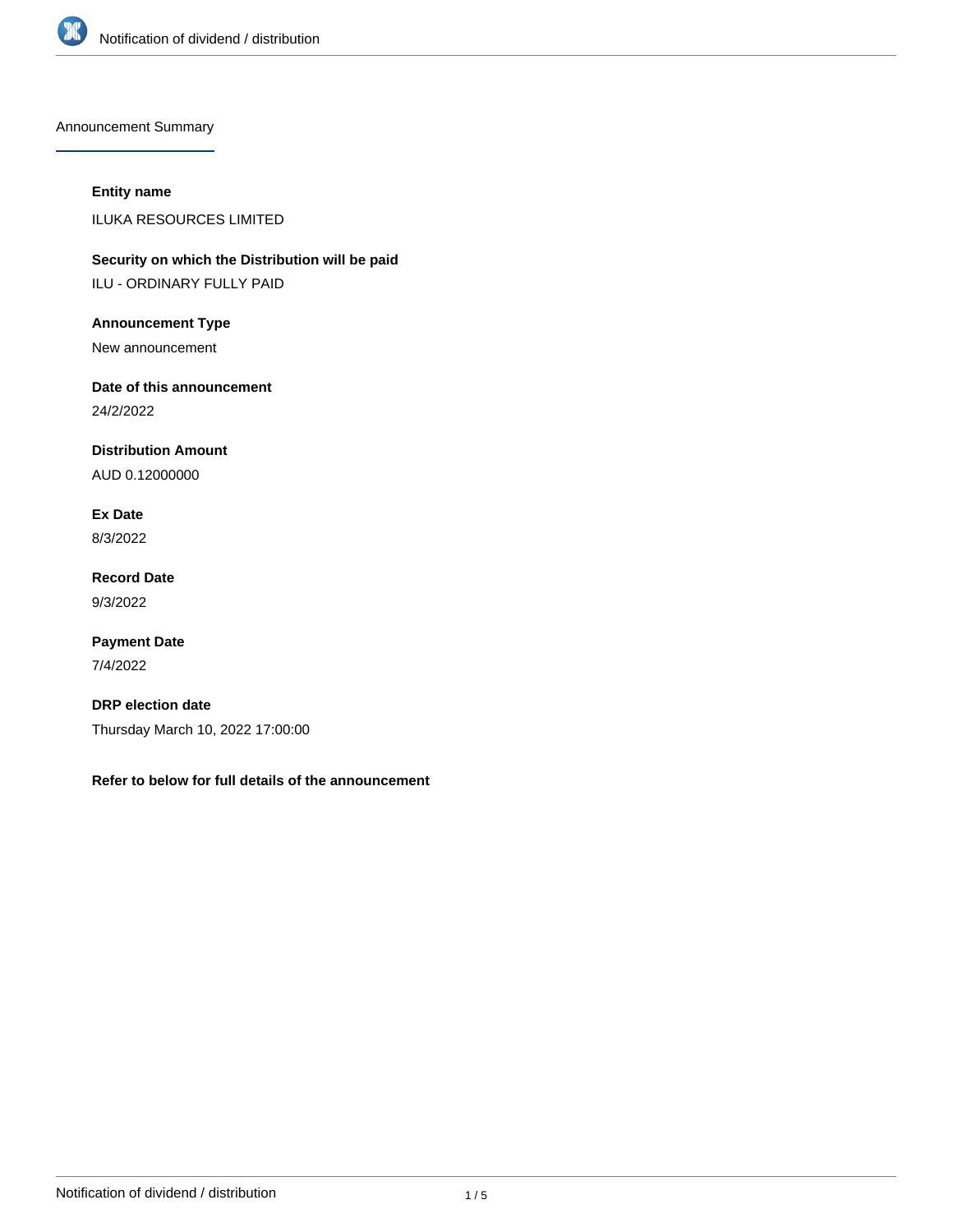## Announcement Summary

**Entity name**

ILUKA RESOURCES LIMITED

**Security on which the Distribution will be paid**

ILU - ORDINARY FULLY PAID

**Announcement Type**

New announcement

**Date of this announcement**

24/2/2022

**Distribution Amount**

AUD 0.12000000

**Ex Date**

8/3/2022

**Record Date**

9/3/2022

**Payment Date**

7/4/2022

**DRP election date**

Thursday March 10, 2022 17:00:00

**Refer to below for full details of the announcement**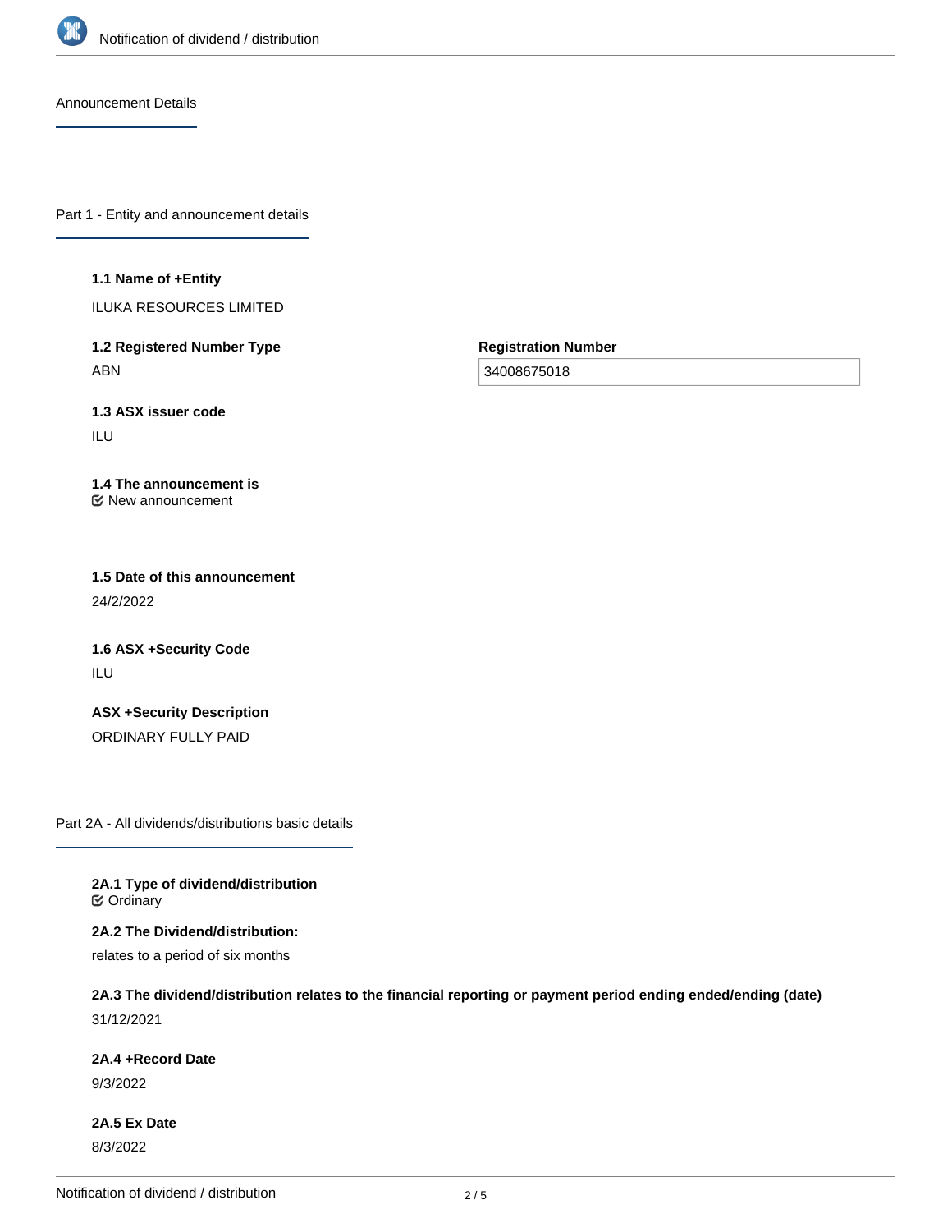Announcement Details

## Part 1 - Entity and announcement details

**1.1 Name of +Entity**

ILUKA RESOURCES LIMITED

**1.2 Registered Number Type**

ABN

**Registration Number**

34008675018

**1.3 ASX issuer code**

ILU

**1.4 The announcement is**

New announcement

**1.5 Date of this announcement**

24/2/2022

**1.6 ASX +Security Code**

ILU

**ASX +Security Description**

ORDINARY FULLY PAID

## Part 2A - All dividends/distributions basic details

**2A.1 Type of dividend/distribution**

Ordinary

**2A.2 The Dividend/distribution:**

relates to a period of six months

**2A.3 The dividend/distribution relates to the financial reporting or payment period ending ended/ending (date)**

31/12/2021

**2A.4 +Record Date**

9/3/2022

**2A.5 Ex Date**

8/3/2022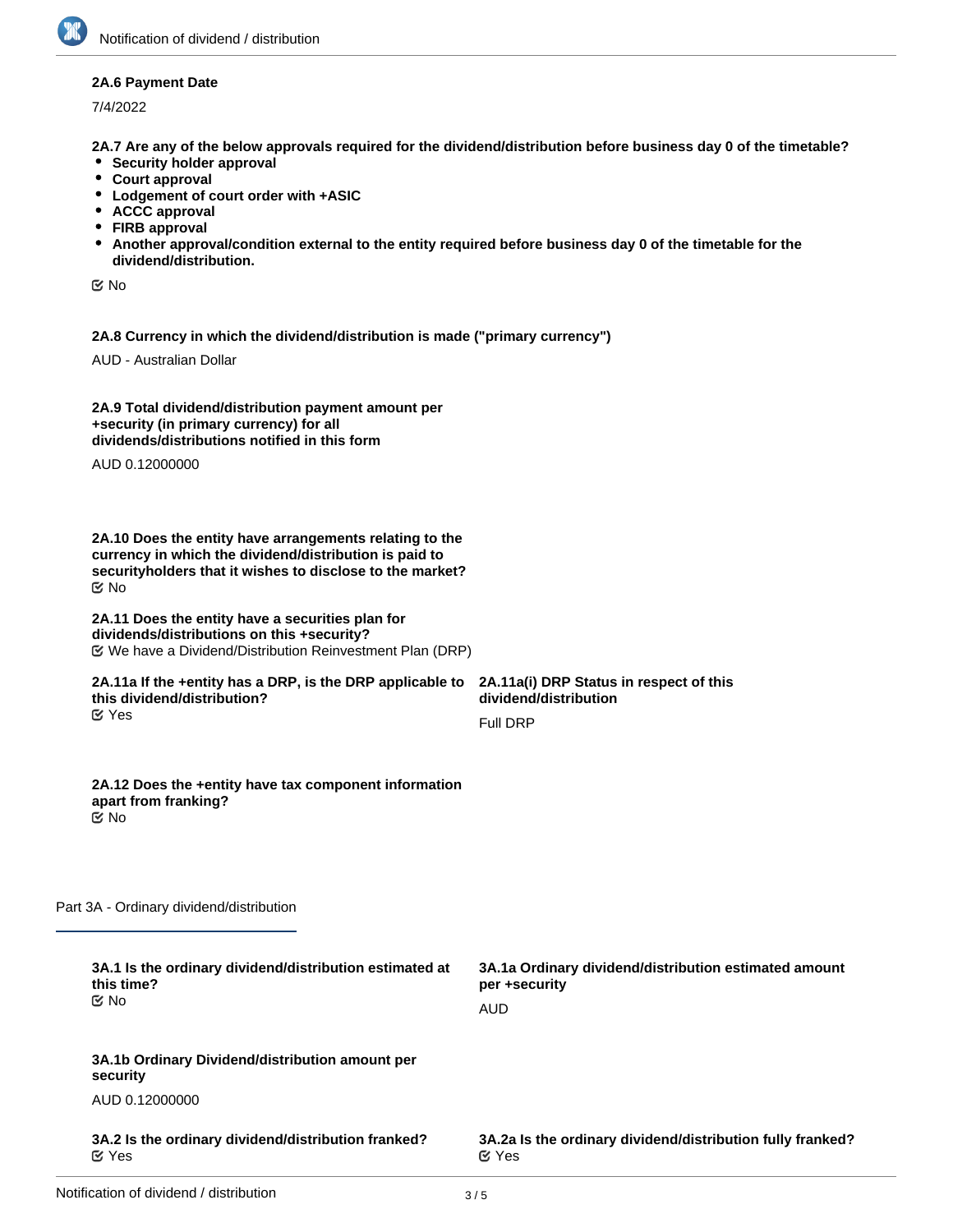**2A.6 Payment Date**

7/4/2022

**2A.7 Are any of the below approvals required for the dividend/distribution before business day 0 of the timetable?**

- **Security holder approval**
- **Court approval**
- **Lodgement of court order with +ASIC**
- **ACCC approval**
- **FIRB approval**
- **Another approval/condition external to the entity required before business day 0 of the timetable for the dividend/distribution.**

No

**2A.8 Currency in which the dividend/distribution is made ("primary currency")**

AUD - Australian Dollar

**2A.9 Total dividend/distribution payment amount per +security (in primary currency) for all dividends/distributions notified in this form**

AUD 0.12000000

**2A.10 Does the entity have arrangements relating to the currency in which the dividend/distribution is paid to securityholders that it wishes to disclose to the market?**

No

**2A.11 Does the entity have a securities plan for dividends/distributions on this +security?**

We have a Dividend/Distribution Reinvestment Plan (DRP)

**2A.11a If the +entity has a DRP, is the DRP applicable to this dividend/distribution?**

Yes

**2A.11a(i) DRP Status in respect of this dividend/distribution**

Full DRP

**2A.12 Does the +entity have tax component information apart from franking?**

No

## Part 3A - Ordinary dividend/distribution

**3A.1 Is the ordinary dividend/distribution estimated at this time?**

No

**3A.1a Ordinary dividend/distribution estimated amount per +security**

AUD

**3A.1b Ordinary Dividend/distribution amount per security**

AUD 0.12000000

**3A.2 Is the ordinary dividend/distribution franked?**

Yes

**3A.2a Is the ordinary dividend/distribution fully franked?**

Yes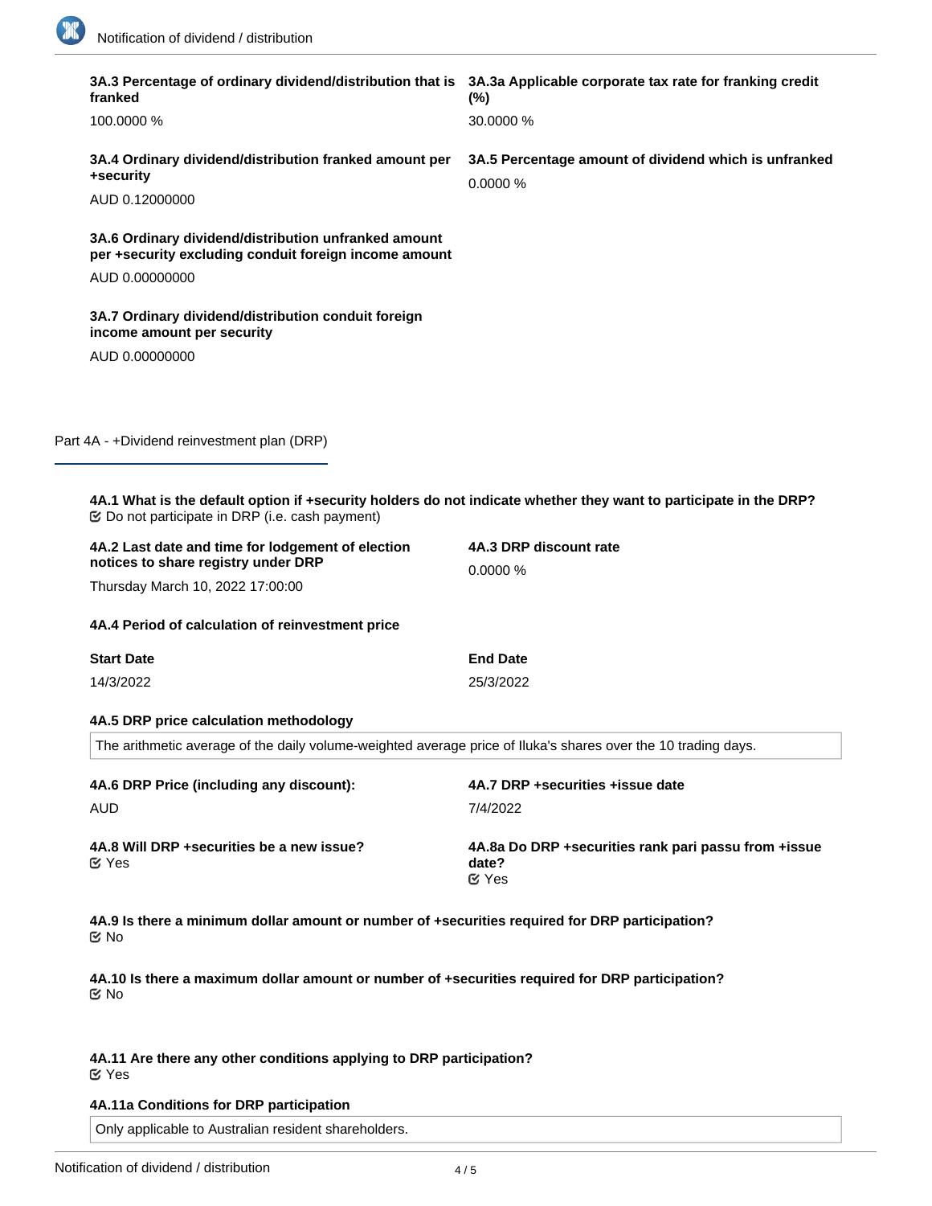**3A.3 Percentage of ordinary dividend/distribution that is franked**

100.0000 %

**3A.3a Applicable corporate tax rate for franking credit (%)**

30.0000 %

**3A.4 Ordinary dividend/distribution franked amount per +security**

AUD 0.12000000

**3A.5 Percentage amount of dividend which is unfranked**

0.0000 %

**3A.6 Ordinary dividend/distribution unfranked amount per +security excluding conduit foreign income amount**

AUD 0.00000000

**3A.7 Ordinary dividend/distribution conduit foreign income amount per security**

AUD 0.00000000

## Part 4A - +Dividend reinvestment plan (DRP)

**4A.1 What is the default option if +security holders do not indicate whether they want to participate in the DRP?**

☑ Do not participate in DRP (i.e. cash payment)

**4A.2 Last date and time for lodgement of election notices to share registry under DRP**

Thursday March 10, 2022 17:00:00

**4A.3 DRP discount rate**

0.0000 %

**4A.4 Period of calculation of reinvestment price**

| Start Date | End Date |
|---|---|
| 14/3/2022 | 25/3/2022 |

**4A.5 DRP price calculation methodology**

The arithmetic average of the daily volume-weighted average price of Iluka's shares over the 10 trading days.

**4A.6 DRP Price (including any discount):**

AUD

**4A.7 DRP +securities +issue date**

7/4/2022

**4A.8 Will DRP +securities be a new issue?**

☑ Yes

**4A.8a Do DRP +securities rank pari passu from +issue date?**

☑ Yes

**4A.9 Is there a minimum dollar amount or number of +securities required for DRP participation?**

☑ No

**4A.10 Is there a maximum dollar amount or number of +securities required for DRP participation?**

☑ No

**4A.11 Are there any other conditions applying to DRP participation?**

☑ Yes

**4A.11a Conditions for DRP participation**

Only applicable to Australian resident shareholders.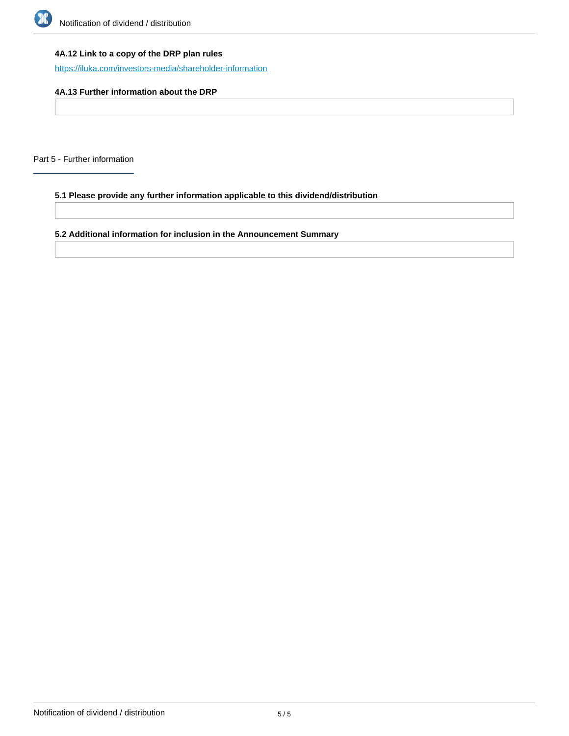**4A.12 Link to a copy of the DRP plan rules**

https://iluka.com/investors-media/shareholder-information

**4A.13 Further information about the DRP**

## Part 5 - Further information

**5.1 Please provide any further information applicable to this dividend/distribution**

**5.2 Additional information for inclusion in the Announcement Summary**